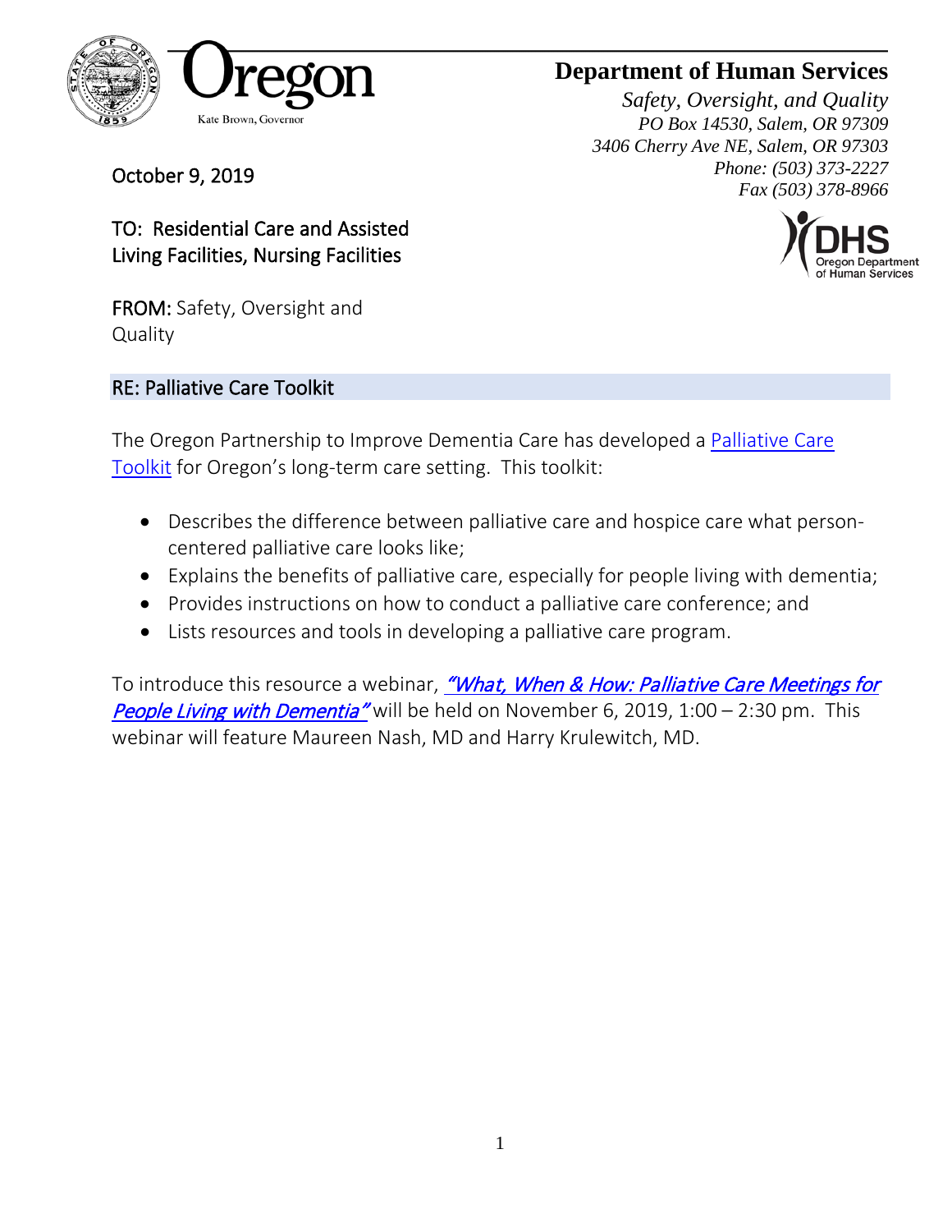# Department of Human Services

*Safety, Oversight, and Quality*
*PO Box 14530, Salem, OR 97309*
*3406 Cherry Ave NE, Salem, OR 97303*
*Phone: (503) 373-2227*
*Fax (503) 378-8966*

Oregon
Kate Brown, Governor

October 9, 2019

TO: Residential Care and Assisted Living Facilities, Nursing Facilities

**FROM:** Safety, Oversight and Quality

## RE: Palliative Care Toolkit

The Oregon Partnership to Improve Dementia Care has developed a Palliative Care Toolkit for Oregon's long-term care setting. This toolkit:

- Describes the difference between palliative care and hospice care what person-centered palliative care looks like;
- Explains the benefits of palliative care, especially for people living with dementia;
- Provides instructions on how to conduct a palliative care conference; and
- Lists resources and tools in developing a palliative care program.

To introduce this resource a webinar, *"What, When & How: Palliative Care Meetings for People Living with Dementia"* will be held on November 6, 2019, 1:00 – 2:30 pm. This webinar will feature Maureen Nash, MD and Harry Krulewitch, MD.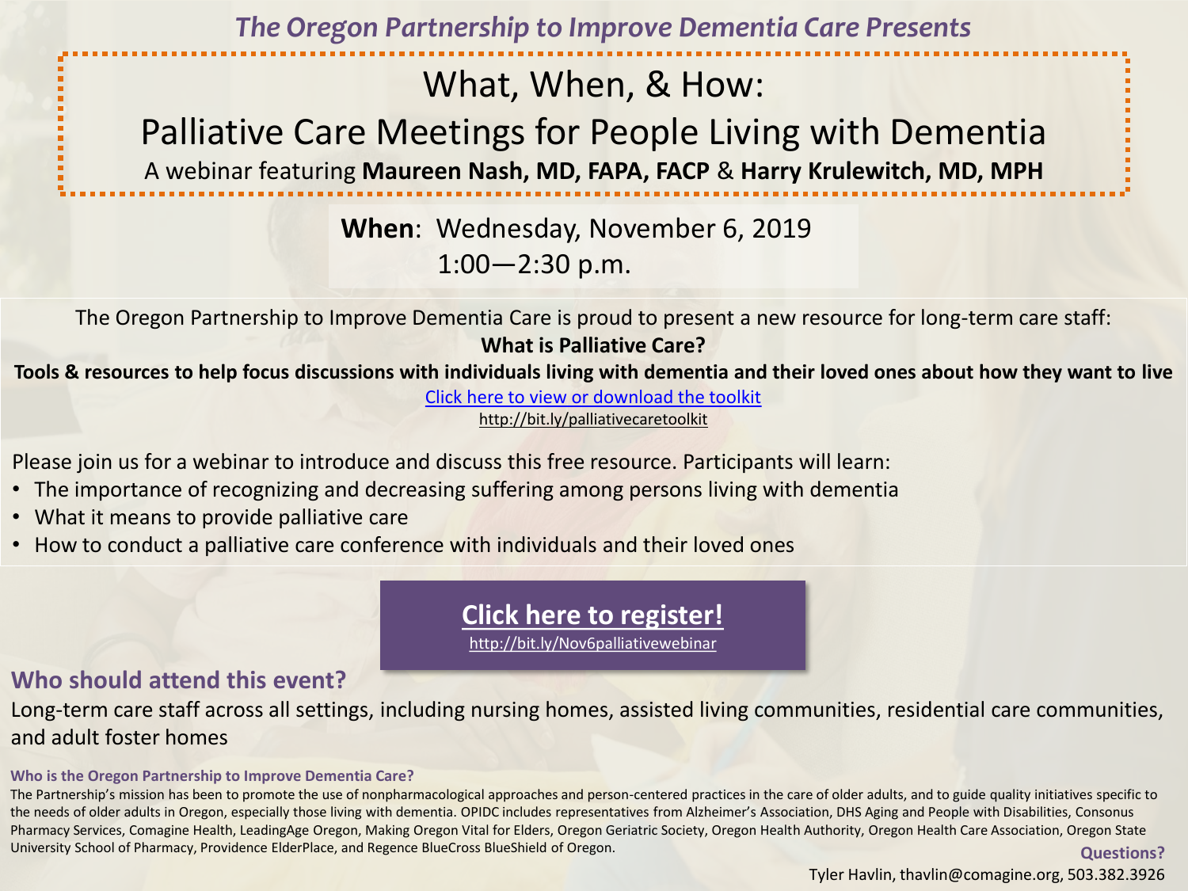*The Oregon Partnership to Improve Dementia Care Presents*

# What, When, & How:

# Palliative Care Meetings for People Living with Dementia

A webinar featuring **Maureen Nash, MD, FAPA, FACP** & **Harry Krulewitch, MD, MPH**

**When**: Wednesday, November 6, 2019
1:00—2:30 p.m.

The Oregon Partnership to Improve Dementia Care is proud to present a new resource for long-term care staff:

**What is Palliative Care?**

**Tools & resources to help focus discussions with individuals living with dementia and their loved ones about how they want to live**

Click here to view or download the toolkit
http://bit.ly/palliativecaretoolkit

Please join us for a webinar to introduce and discuss this free resource. Participants will learn:

- The importance of recognizing and decreasing suffering among persons living with dementia
- What it means to provide palliative care
- How to conduct a palliative care conference with individuals and their loved ones

**Click here to register!**
http://bit.ly/Nov6palliativewebinar

## Who should attend this event?

Long-term care staff across all settings, including nursing homes, assisted living communities, residential care communities, and adult foster homes

### Who is the Oregon Partnership to Improve Dementia Care?

The Partnership's mission has been to promote the use of nonpharmacological approaches and person-centered practices in the care of older adults, and to guide quality initiatives specific to the needs of older adults in Oregon, especially those living with dementia. OPIDC includes representatives from Alzheimer's Association, DHS Aging and People with Disabilities, Consonus Pharmacy Services, Comagine Health, LeadingAge Oregon, Making Oregon Vital for Elders, Oregon Geriatric Society, Oregon Health Authority, Oregon Health Care Association, Oregon State University School of Pharmacy, Providence ElderPlace, and Regence BlueCross BlueShield of Oregon.

**Questions?**
Tyler Havlin, thavlin@comagine.org, 503.382.3926